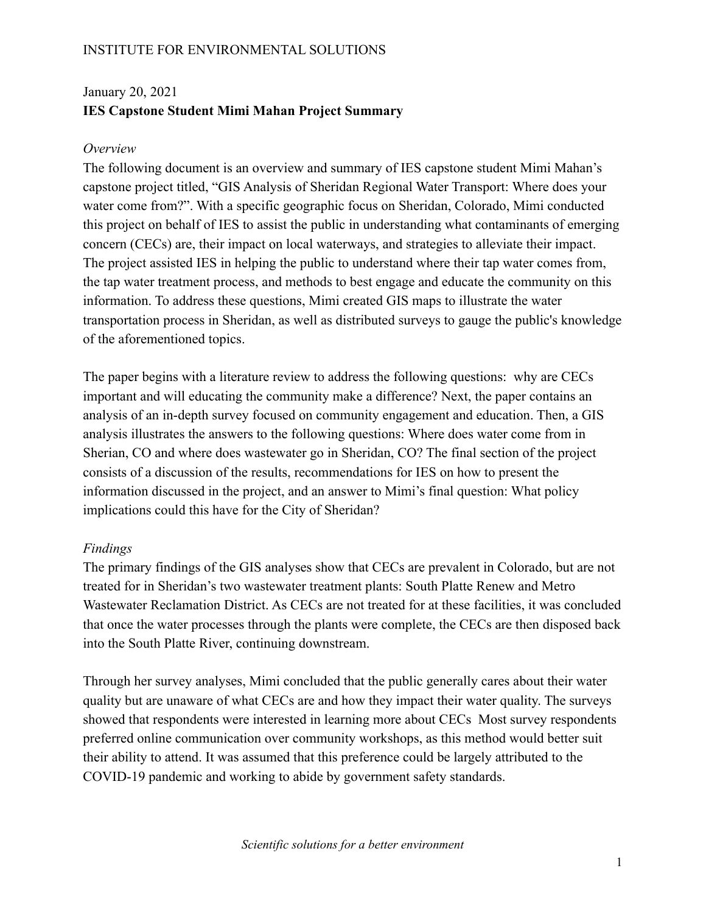INSTITUTE FOR ENVIRONMENTAL SOLUTIONS

January 20, 2021

**IES Capstone Student Mimi Mahan Project Summary**

*Overview*

The following document is an overview and summary of IES capstone student Mimi Mahan's capstone project titled, "GIS Analysis of Sheridan Regional Water Transport: Where does your water come from?". With a specific geographic focus on Sheridan, Colorado, Mimi conducted this project on behalf of IES to assist the public in understanding what contaminants of emerging concern (CECs) are, their impact on local waterways, and strategies to alleviate their impact. The project assisted IES in helping the public to understand where their tap water comes from, the tap water treatment process, and methods to best engage and educate the community on this information. To address these questions, Mimi created GIS maps to illustrate the water transportation process in Sheridan, as well as distributed surveys to gauge the public's knowledge of the aforementioned topics.

The paper begins with a literature review to address the following questions: why are CECs important and will educating the community make a difference? Next, the paper contains an analysis of an in-depth survey focused on community engagement and education. Then, a GIS analysis illustrates the answers to the following questions: Where does water come from in Sherian, CO and where does wastewater go in Sheridan, CO? The final section of the project consists of a discussion of the results, recommendations for IES on how to present the information discussed in the project, and an answer to Mimi's final question: What policy implications could this have for the City of Sheridan?

*Findings*

The primary findings of the GIS analyses show that CECs are prevalent in Colorado, but are not treated for in Sheridan's two wastewater treatment plants: South Platte Renew and Metro Wastewater Reclamation District. As CECs are not treated for at these facilities, it was concluded that once the water processes through the plants were complete, the CECs are then disposed back into the South Platte River, continuing downstream.

Through her survey analyses, Mimi concluded that the public generally cares about their water quality but are unaware of what CECs are and how they impact their water quality. The surveys showed that respondents were interested in learning more about CECs Most survey respondents preferred online communication over community workshops, as this method would better suit their ability to attend. It was assumed that this preference could be largely attributed to the COVID-19 pandemic and working to abide by government safety standards.

*Scientific solutions for a better environment*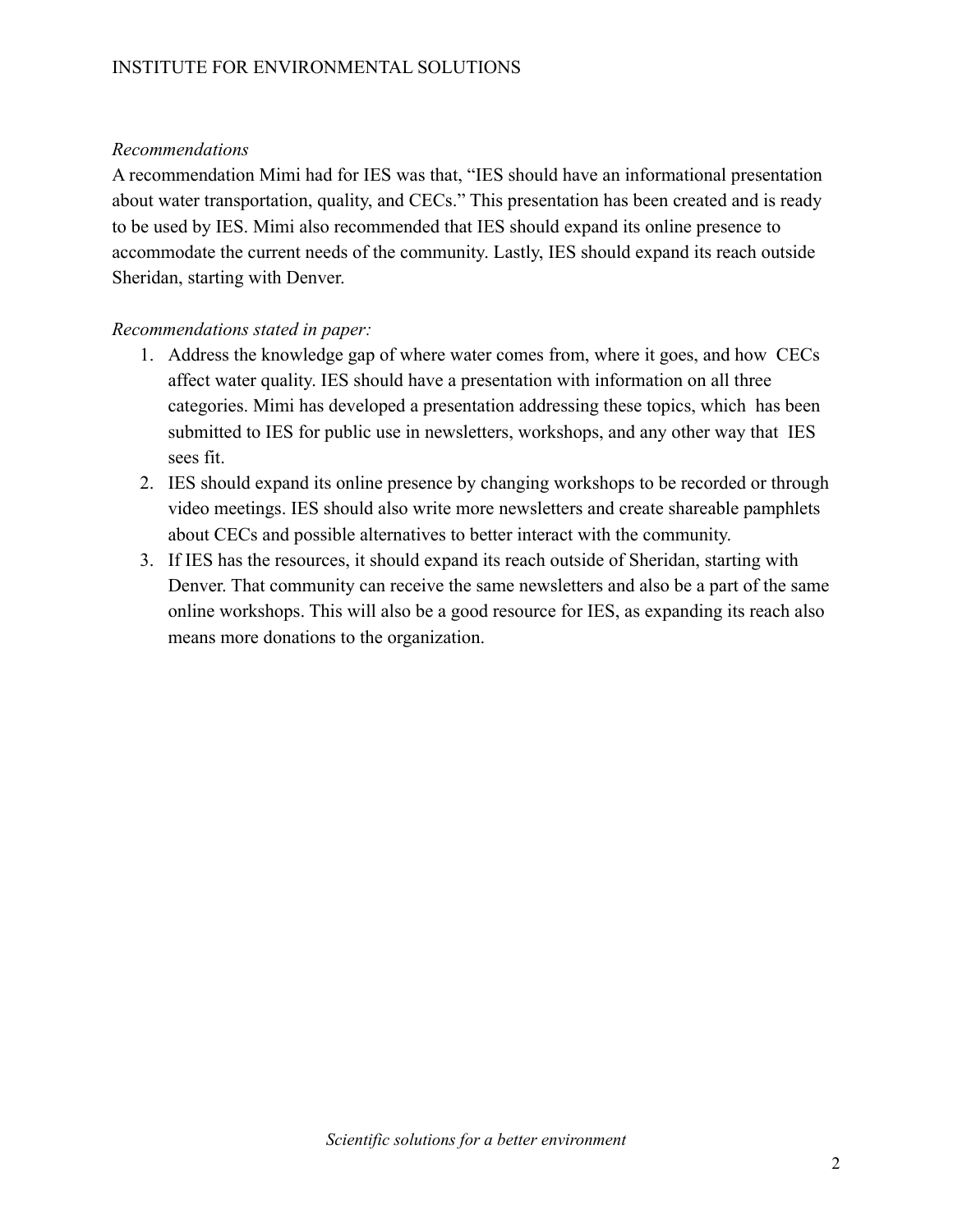*Recommendations*

A recommendation Mimi had for IES was that, "IES should have an informational presentation about water transportation, quality, and CECs." This presentation has been created and is ready to be used by IES. Mimi also recommended that IES should expand its online presence to accommodate the current needs of the community. Lastly, IES should expand its reach outside Sheridan, starting with Denver.

*Recommendations stated in paper:*

1. Address the knowledge gap of where water comes from, where it goes, and how CECs affect water quality. IES should have a presentation with information on all three categories. Mimi has developed a presentation addressing these topics, which has been submitted to IES for public use in newsletters, workshops, and any other way that IES sees fit.
2. IES should expand its online presence by changing workshops to be recorded or through video meetings. IES should also write more newsletters and create shareable pamphlets about CECs and possible alternatives to better interact with the community.
3. If IES has the resources, it should expand its reach outside of Sheridan, starting with Denver. That community can receive the same newsletters and also be a part of the same online workshops. This will also be a good resource for IES, as expanding its reach also means more donations to the organization.